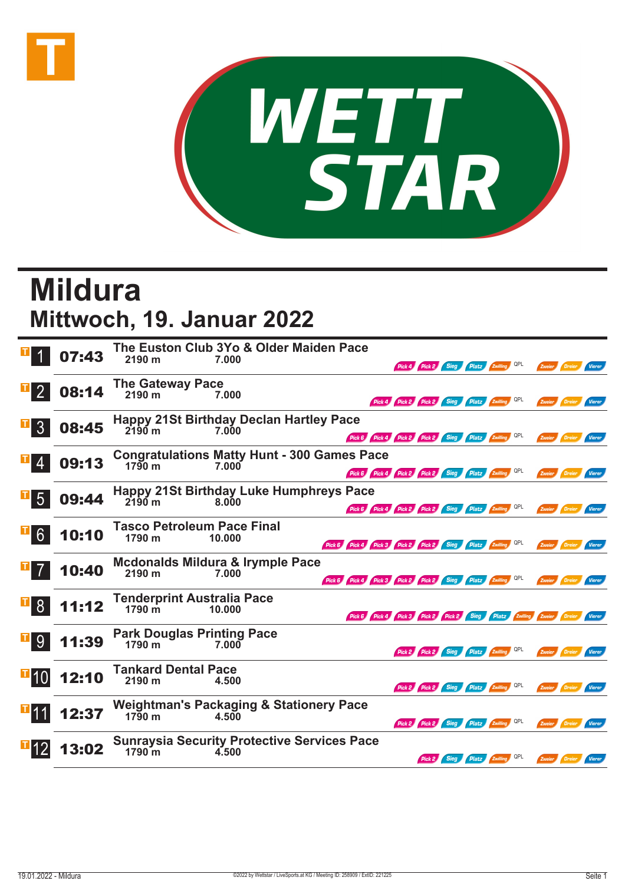# Mildura

## Mittwoch, 19. Januar 2022

| Rennen | Zeit | Rennen / Distanz / Preisgeld | Wetten |
|---|---|---|---|
| 1 | 07:43 | **The Euston Club 3Yo & Older Maiden Pace** 2190 m 7.000 | Pick 4, Pick 2, Sieg, Platz, Zwilling, QPL, Zweier, Dreier, Vierer |
| 2 | 08:14 | **The Gateway Pace** 2190 m 7.000 | Pick 4, Pick 2, Pick 2, Sieg, Platz, Zwilling, QPL, Zweier, Dreier, Vierer |
| 3 | 08:45 | **Happy 21St Birthday Declan Hartley Pace** 2190 m 7.000 | Pick 6, Pick 4, Pick 2, Pick 2, Sieg, Platz, Zwilling, QPL, Zweier, Dreier, Vierer |
| 4 | 09:13 | **Congratulations Matty Hunt - 300 Games Pace** 1790 m 7.000 | Pick 6, Pick 4, Pick 2, Pick 2, Sieg, Platz, Zwilling, QPL, Zweier, Dreier, Vierer |
| 5 | 09:44 | **Happy 21St Birthday Luke Humphreys Pace** 2190 m 8.000 | Pick 6, Pick 4, Pick 2, Pick 2, Sieg, Platz, Zwilling, QPL, Zweier, Dreier, Vierer |
| 6 | 10:10 | **Tasco Petroleum Pace Final** 1790 m 10.000 | Pick 6, Pick 4, Pick 3, Pick 2, Pick 2, Sieg, Platz, Zwilling, QPL, Zweier, Dreier, Vierer |
| 7 | 10:40 | **Mcdonalds Mildura & Irymple Pace** 2190 m 7.000 | Pick 6, Pick 4, Pick 3, Pick 2, Pick 2, Sieg, Platz, Zwilling, QPL, Zweier, Dreier, Vierer |
| 8 | 11:12 | **Tenderprint Australia Pace** 1790 m 10.000 | Pick 6, Pick 4, Pick 3, Pick 2, Pick 2, Sieg, Platz, Zwilling, Zweier, Dreier, Vierer |
| 9 | 11:39 | **Park Douglas Printing Pace** 1790 m 7.000 | Pick 2, Pick 2, Sieg, Platz, Zwilling, QPL, Zweier, Dreier, Vierer |
| 10 | 12:10 | **Tankard Dental Pace** 2190 m 4.500 | Pick 2, Pick 2, Sieg, Platz, Zwilling, QPL, Zweier, Dreier, Vierer |
| 11 | 12:37 | **Weightman's Packaging & Stationery Pace** 1790 m 4.500 | Pick 2, Pick 2, Sieg, Platz, Zwilling, QPL, Zweier, Dreier, Vierer |
| 12 | 13:02 | **Sunraysia Security Protective Services Pace** 1790 m 4.500 | Pick 2, Sieg, Platz, Zwilling, QPL, Zweier, Dreier, Vierer |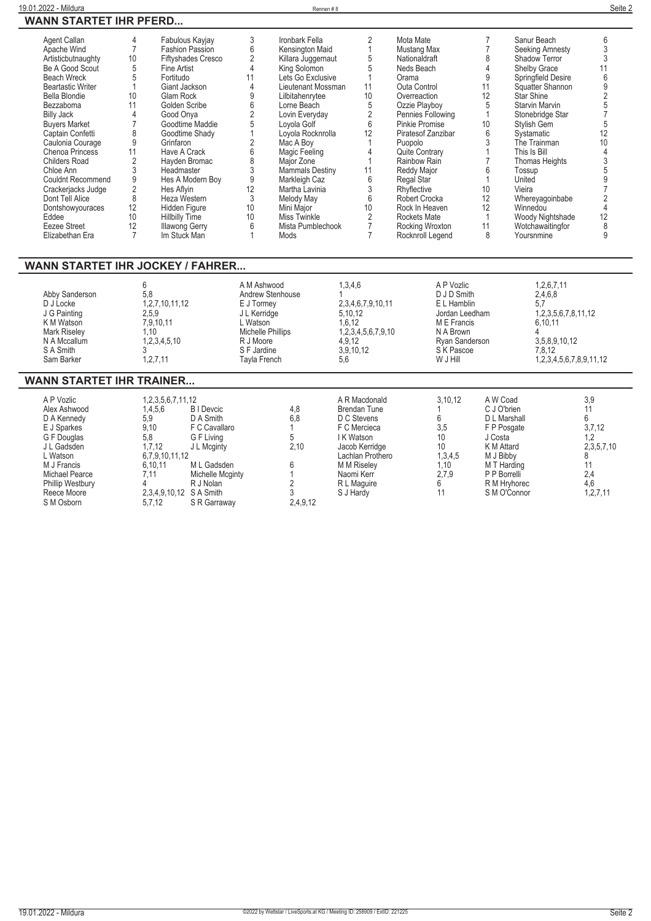## WANN STARTET IHR PFERD...

| Pferd | Nr | Pferd | Nr | Pferd | Nr | Pferd | Nr | Pferd | Nr |
|---|---|---|---|---|---|---|---|---|---|
| Agent Callan | 4 | Fabulous Kayjay | 3 | Ironbark Fella | 2 | Mota Mate | 7 | Sanur Beach | 6 |
| Apache Wind | 7 | Fashion Passion | 6 | Kensington Maid | 1 | Mustang Max | 7 | Seeking Amnesty | 3 |
| Artisticbutnaughty | 10 | Fiftyshades Cresco | 2 | Killara Juggernaut | 5 | Nationaldraft | 8 | Shadow Terror | 3 |
| Be A Good Scout | 5 | Fine Artist | 4 | King Solomon | 5 | Neds Beach | 4 | Shelby Grace | 11 |
| Beach Wreck | 5 | Fortitudo | 11 | Lets Go Exclusive | 1 | Orama | 9 | Springfield Desire | 6 |
| Beartastic Writer | 1 | Giant Jackson | 4 | Lieutenant Mossman | 11 | Outa Control | 11 | Squatter Shannon | 9 |
| Bella Blondie | 10 | Glam Rock | 9 | Lilbitahenrytee | 10 | Overreaction | 12 | Star Shine | 2 |
| Bezzaboma | 11 | Golden Scribe | 6 | Lorne Beach | 5 | Ozzie Playboy | 5 | Starvin Marvin | 5 |
| Billy Jack | 4 | Good Onya | 2 | Lovin Everyday | 2 | Pennies Following | 1 | Stonebridge Star | 7 |
| Buyers Market | 7 | Goodtime Maddie | 5 | Loyola Golf | 6 | Pinkie Promise | 10 | Stylish Gem | 5 |
| Captain Confetti | 8 | Goodtime Shady | 1 | Loyola Rocknrolla | 12 | Piratesof Zanzibar | 6 | Systamatic | 12 |
| Caulonia Courage | 9 | Grinfaron | 2 | Mac A Boy | 1 | Puopolo | 3 | The Trainman | 10 |
| Chenoa Princess | 11 | Have A Crack | 6 | Magic Feeling | 4 | Quite Contrary | 1 | This Is Bill | 4 |
| Childers Road | 2 | Hayden Bromac | 8 | Major Zone | 1 | Rainbow Rain | 7 | Thomas Heights | 3 |
| Chloe Ann | 3 | Headmaster | 3 | Mammals Destiny | 11 | Reddy Major | 6 | Tossup | 5 |
| Couldnt Recommend | 9 | Hes A Modern Boy | 9 | Markleigh Caz | 6 | Regal Star | 1 | United | 9 |
| Crackerjacks Judge | 2 | Hes Aflyin | 12 | Martha Lavinia | 3 | Rhyflective | 10 | Vieira | 7 |
| Dont Tell Alice | 8 | Heza Western | 3 | Melody May | 6 | Robert Crocka | 12 | Whereyagoinbabe | 2 |
| Dontshowyouraces | 12 | Hidden Figure | 10 | Mini Major | 10 | Rock In Heaven | 12 | Winnedou | 4 |
| Eddee | 10 | Hillbilly Time | 10 | Miss Twinkle | 2 | Rockets Mate | 1 | Woody Nightshade | 12 |
| Eezee Street | 12 | Illawong Gerry | 6 | Mista Pumblechook | 7 | Rocking Wroxton | 11 | Wotchawaitingfor | 8 |
| Elizabethan Era | 7 | Im Stuck Man | 1 | Mods | 7 | Rocknroll Legend | 8 | Yoursnmine | 9 |

## WANN STARTET IHR JOCKEY / FAHRER...

| Jockey | Rennen | Jockey | Rennen | Jockey | Rennen |
|---|---|---|---|---|---|
| | 6 | A M Ashwood | 1,3,4,6 | A P Vozlic | 1,2,6,7,11 |
| Abby Sanderson | 5,8 | Andrew Stenhouse | 1 | D J D Smith | 2,4,6,8 |
| D J Locke | 1,2,7,10,11,12 | E J Tormey | 2,3,4,6,7,9,10,11 | E L Hamblin | 5,7 |
| J G Painting | 2,5,9 | J L Kerridge | 5,10,12 | Jordan Leedham | 1,2,3,5,6,7,8,11,12 |
| K M Watson | 7,9,10,11 | L Watson | 1,6,12 | M E Francis | 6,10,11 |
| Mark Riseley | 1,10 | Michelle Phillips | 1,2,3,4,5,6,7,9,10 | N A Brown | 4 |
| N A Mccallum | 1,2,3,4,5,10 | R J Moore | 4,9,12 | Ryan Sanderson | 3,5,8,9,10,12 |
| S A Smith | 3 | S F Jardine | 3,9,10,12 | S K Pascoe | 7,8,12 |
| Sam Barker | 1,2,7,11 | Tayla French | 5,6 | W J Hill | 1,2,3,4,5,6,7,8,9,11,12 |

## WANN STARTET IHR TRAINER...

| Trainer | Rennen | Trainer | Rennen | Trainer | Rennen | Trainer | Rennen |
|---|---|---|---|---|---|---|---|
| A P Vozlic | 1,2,3,5,6,7,11,12 | | | A R Macdonald | 3,10,12 | A W Coad | 3,9 |
| Alex Ashwood | 1,4,5,6 | B I Devcic | 4,8 | Brendan Tune | 1 | C J O'brien | 11 |
| D A Kennedy | 5,9 | D A Smith | 6,8 | D C Stevens | 6 | D L Marshall | 6 |
| E J Sparkes | 9,10 | F C Cavallaro | 1 | F C Mercieca | 3,5 | F P Posgate | 3,7,12 |
| G F Douglas | 5,8 | G F Living | 5 | I K Watson | 10 | J Costa | 1,2 |
| J L Gadsden | 1,7,12 | J L Mcginty | 2,10 | Jacob Kerridge | 10 | K M Attard | 2,3,5,7,10 |
| L Watson | 6,7,9,10,11,12 | | | Lachlan Prothero | 1,3,4,5 | M J Bibby | 8 |
| M J Francis | 6,10,11 | M L Gadsden | 6 | M M Riseley | 1,10 | M T Harding | 11 |
| Michael Pearce | 7,11 | Michelle Mcginty | 1 | Naomi Kerr | 2,7,9 | P P Borrelli | 2,4 |
| Phillip Westbury | 4 | R J Nolan | 2 | R L Maguire | 6 | R M Hryhorec | 4,6 |
| Reece Moore | 2,3,4,9,10,12 | S A Smith | 3 | S J Hardy | 11 | S M O'Connor | 1,2,7,11 |
| S M Osborn | 5,7,12 | S R Garraway | 2,4,9,12 | | | | |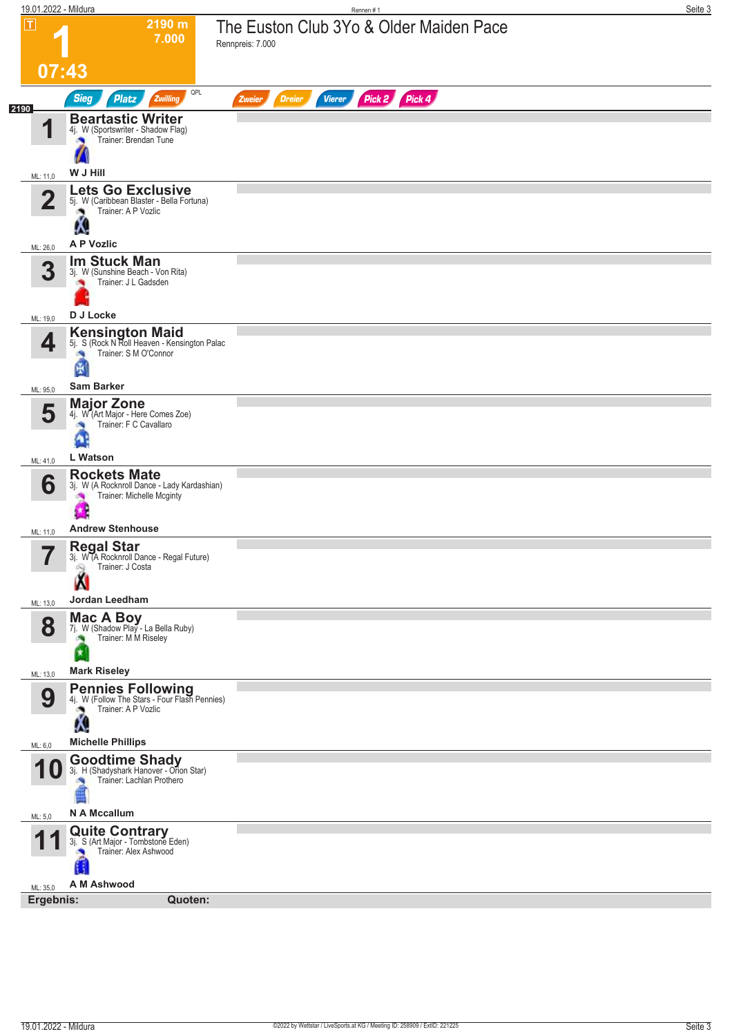# 1 — The Euston Club 3Yo & Older Maiden Pace

**2190 m** | **7.000** | **07:43**

Rennpreis: 7.000

Sieg | Platz | Zwilling | QPL | Zweier | Dreier | Vierer | Pick 2 | Pick 4

2190

| Nr. | Pferd | Details | Trainer | Fahrer | ML |
|---|---|---|---|---|---|
| 1 | **Beartastic Writer** | 4j. W (Sportswriter - Shadow Flag) | Brendan Tune | **W J Hill** | 11,0 |
| 2 | **Lets Go Exclusive** | 5j. W (Caribbean Blaster - Bella Fortuna) | A P Vozlic | **A P Vozlic** | 26,0 |
| 3 | **Im Stuck Man** | 3j. W (Sunshine Beach - Von Rita) | J L Gadsden | **D J Locke** | 19,0 |
| 4 | **Kensington Maid** | 5j. S (Rock N Roll Heaven - Kensington Palac | S M O'Connor | **Sam Barker** | 95,0 |
| 5 | **Major Zone** | 4j. W (Art Major - Here Comes Zoe) | F C Cavallaro | **L Watson** | 41,0 |
| 6 | **Rockets Mate** | 3j. W (A Rocknroll Dance - Lady Kardashian) | Michelle Mcginty | **Andrew Stenhouse** | 11,0 |
| 7 | **Regal Star** | 3j. W (A Rocknroll Dance - Regal Future) | J Costa | **Jordan Leedham** | 13,0 |
| 8 | **Mac A Boy** | 7j. W (Shadow Play - La Bella Ruby) | M M Riseley | **Mark Riseley** | 13,0 |
| 9 | **Pennies Following** | 4j. W (Follow The Stars - Four Flash Pennies) | A P Vozlic | **Michelle Phillips** | 6,0 |
| 10 | **Goodtime Shady** | 3j. H (Shadyshark Hanover - Orion Star) | Lachlan Prothero | **N A Mccallum** | 5,0 |
| 11 | **Quite Contrary** | 3j. S (Art Major - Tombstone Eden) | Alex Ashwood | **A M Ashwood** | 35,0 |

**Ergebnis:** **Quoten:**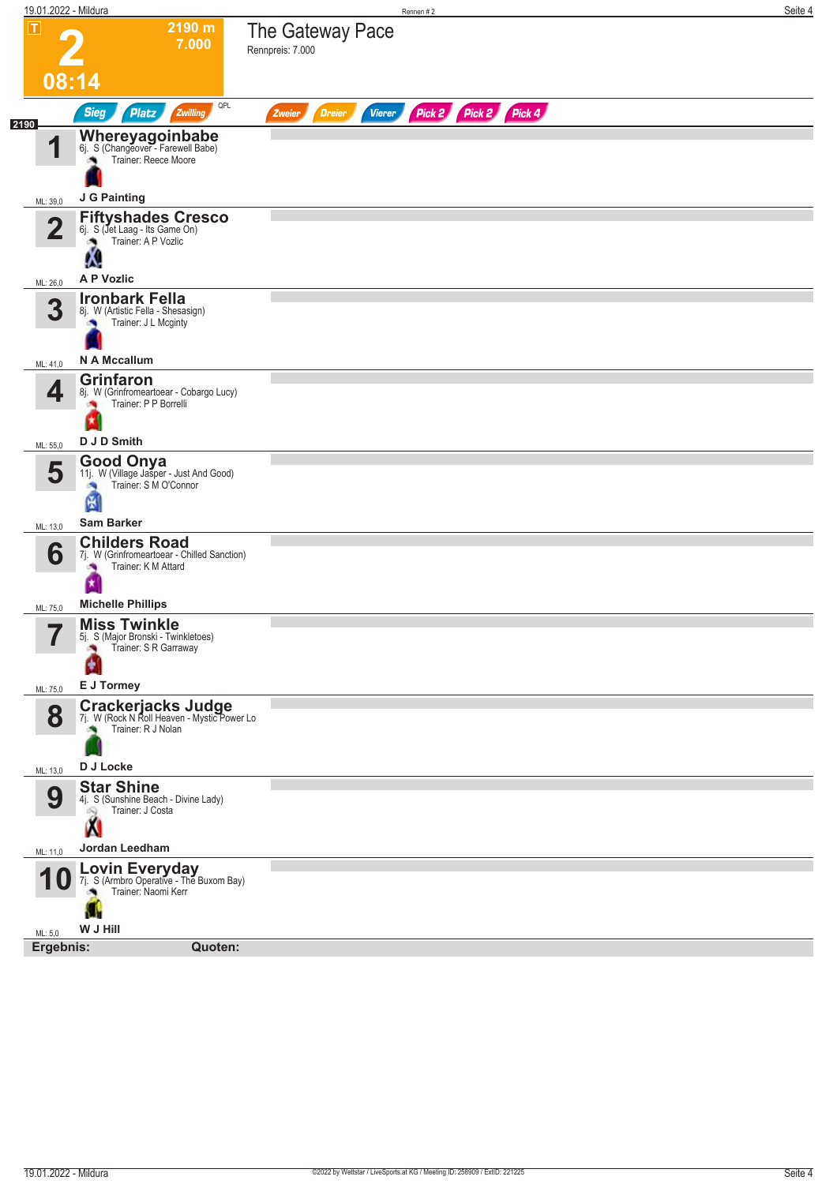# 2

2190 m
7.000

08:14

## The Gateway Pace

Rennpreis: 7.000

Sieg | Platz | Zwilling | QPL | Zweier | Dreier | Vierer | Pick 2 | Pick 2 | Pick 4

2190

| Nr. | Pferd | Details | Trainer | Fahrer | ML |
|---|---|---|---|---|---|
| 1 | **Whereyagoinbabe** | 6j. S (Changeover - Farewell Babe) | Trainer: Reece Moore | J G Painting | ML: 39,0 |
| 2 | **Fiftyshades Cresco** | 6j. S (Jet Laag - Its Game On) | Trainer: A P Vozlic | A P Vozlic | ML: 26,0 |
| 3 | **Ironbark Fella** | 8j. W (Artistic Fella - Shesasign) | Trainer: J L Mcginty | N A Mccallum | ML: 41,0 |
| 4 | **Grinfaron** | 8j. W (Grinfromeartoear - Cobargo Lucy) | Trainer: P P Borrelli | D J D Smith | ML: 55,0 |
| 5 | **Good Onya** | 11j. W (Village Jasper - Just And Good) | Trainer: S M O'Connor | Sam Barker | ML: 13,0 |
| 6 | **Childers Road** | 7j. W (Grinfromeartoear - Chilled Sanction) | Trainer: K M Attard | Michelle Phillips | ML: 75,0 |
| 7 | **Miss Twinkle** | 5j. S (Major Bronski - Twinkletoes) | Trainer: S R Garraway | E J Tormey | ML: 75,0 |
| 8 | **Crackerjacks Judge** | 7j. W (Rock N Roll Heaven - Mystic Power Lo | Trainer: R J Nolan | D J Locke | ML: 13,0 |
| 9 | **Star Shine** | 4j. S (Sunshine Beach - Divine Lady) | Trainer: J Costa | Jordan Leedham | ML: 11,0 |
| 10 | **Lovin Everyday** | 7j. S (Armbro Operative - The Buxom Bay) | Trainer: Naomi Kerr | W J Hill | ML: 5,0 |

**Ergebnis:** **Quoten:**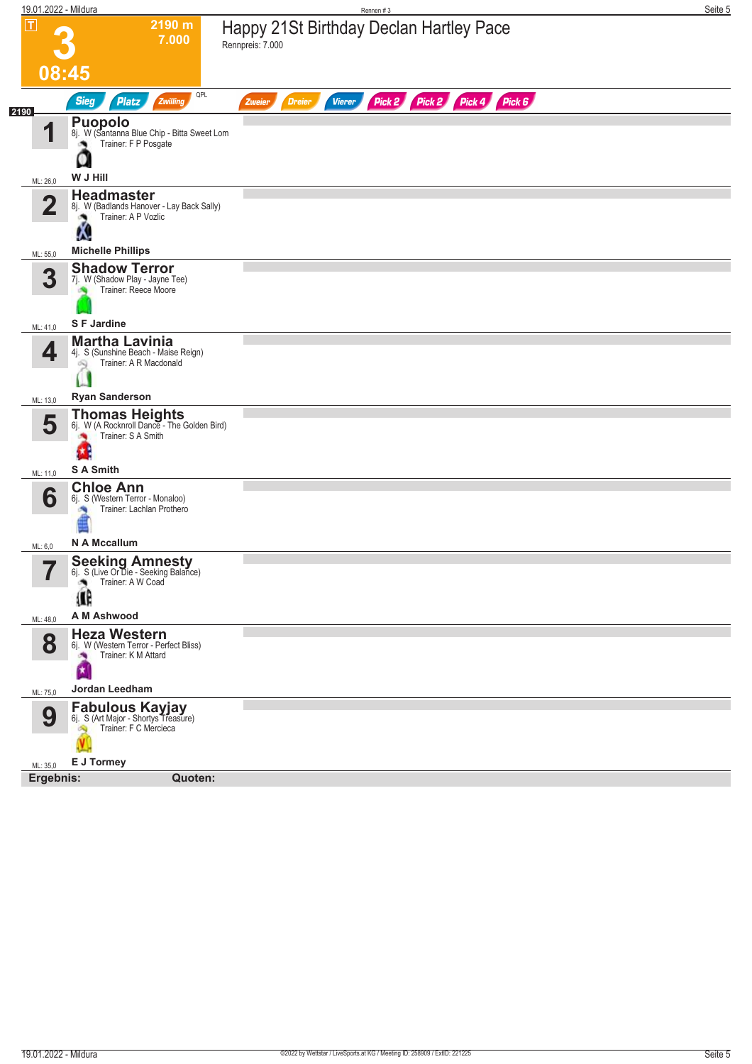# Happy 21St Birthday Declan Hartley Pace

Rennpreis: 7.000

**3** — 2190 m — 7.000 — 08:45

Sieg | Platz | Zwilling | QPL | Zweier | Dreier | Vierer | Pick 2 | Pick 2 | Pick 4 | Pick 6

2190

| Nr. | Pferd | Details | Trainer | Fahrer | ML |
|---|---|---|---|---|---|
| 1 | **Puopolo** | 8j. W (Santanna Blue Chip - Bitta Sweet Lom | Trainer: F P Posgate | **W J Hill** | ML: 26,0 |
| 2 | **Headmaster** | 8j. W (Badlands Hanover - Lay Back Sally) | Trainer: A P Vozlic | **Michelle Phillips** | ML: 55,0 |
| 3 | **Shadow Terror** | 7j. W (Shadow Play - Jayne Tee) | Trainer: Reece Moore | **S F Jardine** | ML: 41,0 |
| 4 | **Martha Lavinia** | 4j. S (Sunshine Beach - Maise Reign) | Trainer: A R Macdonald | **Ryan Sanderson** | ML: 13,0 |
| 5 | **Thomas Heights** | 6j. W (A Rocknroll Dance - The Golden Bird) | Trainer: S A Smith | **S A Smith** | ML: 11,0 |
| 6 | **Chloe Ann** | 6j. S (Western Terror - Monaloo) | Trainer: Lachlan Prothero | **N A Mccallum** | ML: 6,0 |
| 7 | **Seeking Amnesty** | 6j. S (Live Or Die - Seeking Balance) | Trainer: A W Coad | **A M Ashwood** | ML: 48,0 |
| 8 | **Heza Western** | 6j. W (Western Terror - Perfect Bliss) | Trainer: K M Attard | **Jordan Leedham** | ML: 75,0 |
| 9 | **Fabulous Kayjay** | 6j. S (Art Major - Shortys Treasure) | Trainer: F C Mercieca | **E J Tormey** | ML: 35,0 |

**Ergebnis:** **Quoten:**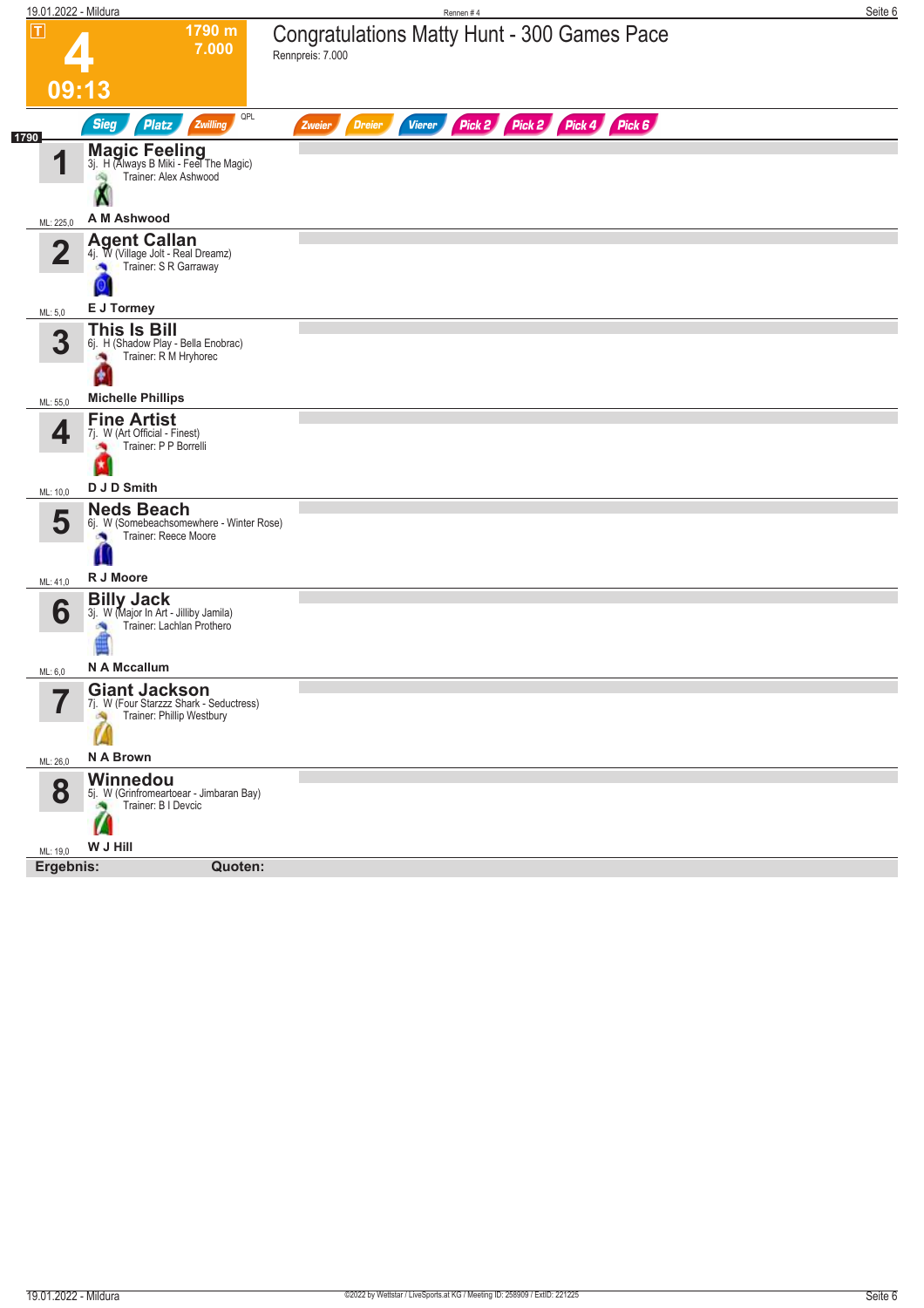# 4

**1790 m**
**7.000**

**09:13**

## Congratulations Matty Hunt - 300 Games Pace

Rennpreis: 7.000

Sieg | Platz | Zwilling | QPL | Zweier | Dreier | Vierer | Pick 2 | Pick 2 | Pick 4 | Pick 6

1790

| Nr. | Pferd | Abstammung | Trainer | Fahrer | ML |
|---|---|---|---|---|---|
| 1 | **Magic Feeling** | 3j. H (Always B Miki - Feel The Magic) | Alex Ashwood | A M Ashwood | 225,0 |
| 2 | **Agent Callan** | 4j. W (Village Jolt - Real Dreamz) | S R Garraway | E J Tormey | 5,0 |
| 3 | **This Is Bill** | 6j. H (Shadow Play - Bella Enobrac) | R M Hryhorec | Michelle Phillips | 55,0 |
| 4 | **Fine Artist** | 7j. W (Art Official - Finest) | P P Borrelli | D J D Smith | 10,0 |
| 5 | **Neds Beach** | 6j. W (Somebeachsomewhere - Winter Rose) | Reece Moore | R J Moore | 41,0 |
| 6 | **Billy Jack** | 3j. W (Major In Art - Jilliby Jamila) | Lachlan Prothero | N A Mccallum | 6,0 |
| 7 | **Giant Jackson** | 7j. W (Four Starzzz Shark - Seductress) | Phillip Westbury | N A Brown | 26,0 |
| 8 | **Winnedou** | 5j. W (Grinfromeartoear - Jimbaran Bay) | B I Devcic | W J Hill | 19,0 |

**Ergebnis:** **Quoten:**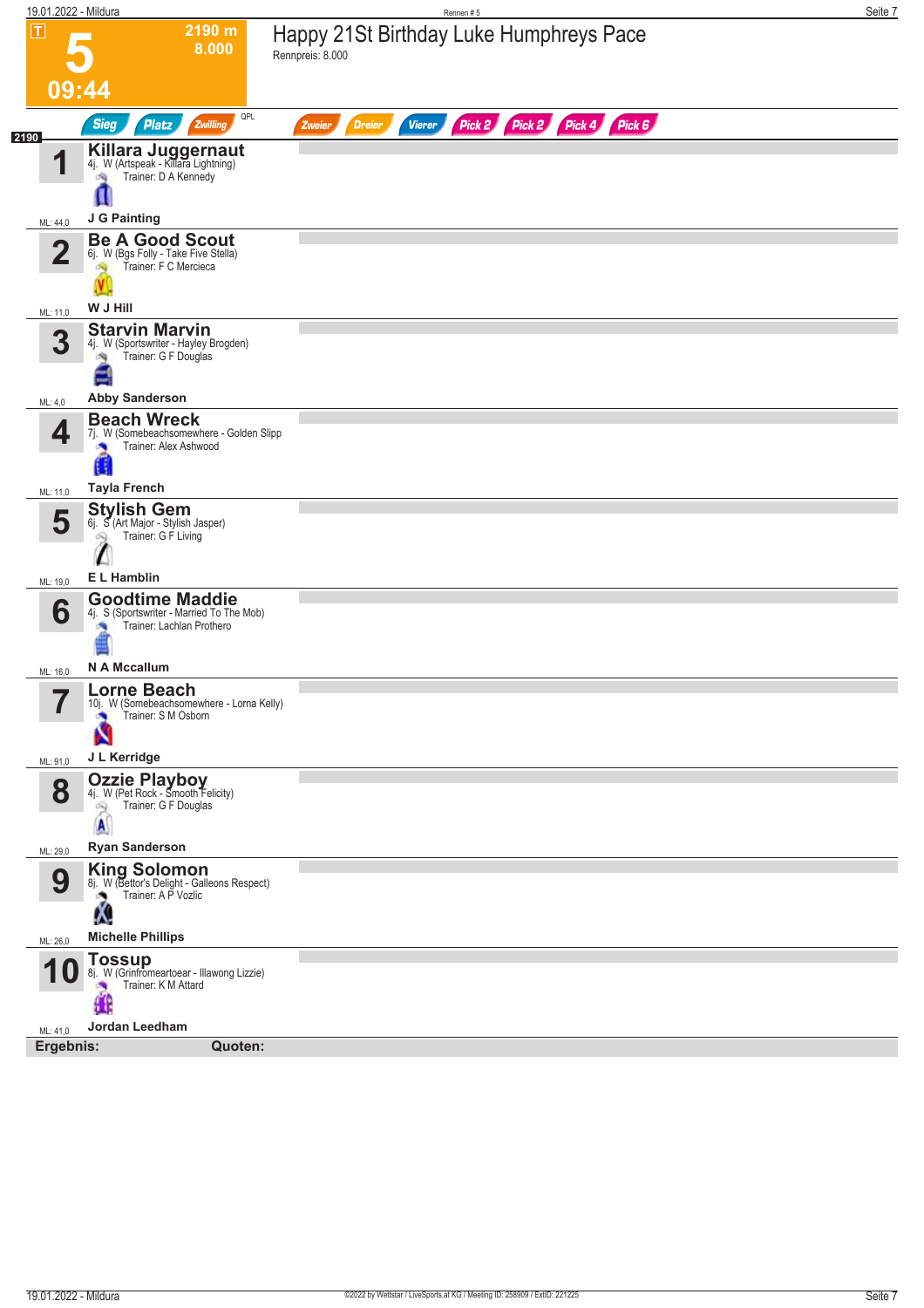# 5 — Happy 21St Birthday Luke Humphreys Pace

2190 m — 8.000 — 09:44

Rennpreis: 8.000

Sieg | Platz | Zwilling | QPL | Zweier | Dreier | Vierer | Pick 2 | Pick 2 | Pick 4 | Pick 6

**2190**

| Nr. | Pferd | Details | Fahrer | ML |
|---|---|---|---|---|
| 1 | **Killara Juggernaut** | 4j. W (Artspeak - Killara Lightning), Trainer: D A Kennedy | J G Painting | 44,0 |
| 2 | **Be A Good Scout** | 6j. W (Bgs Folly - Take Five Stella), Trainer: F C Mercieca | W J Hill | 11,0 |
| 3 | **Starvin Marvin** | 4j. W (Sportswriter - Hayley Brogden), Trainer: G F Douglas | Abby Sanderson | 4,0 |
| 4 | **Beach Wreck** | 7j. W (Somebeachsomewhere - Golden Slipp), Trainer: Alex Ashwood | Tayla French | 11,0 |
| 5 | **Stylish Gem** | 6j. S (Art Major - Stylish Jasper), Trainer: G F Living | E L Hamblin | 19,0 |
| 6 | **Goodtime Maddie** | 4j. S (Sportswriter - Married To The Mob), Trainer: Lachlan Prothero | N A Mccallum | 16,0 |
| 7 | **Lorne Beach** | 10j. W (Somebeachsomewhere - Lorna Kelly), Trainer: S M Osborn | J L Kerridge | 91,0 |
| 8 | **Ozzie Playboy** | 4j. W (Pet Rock - Smooth Felicity), Trainer: G F Douglas | Ryan Sanderson | 29,0 |
| 9 | **King Solomon** | 8j. W (Bettor's Delight - Galleons Respect), Trainer: A P Vozlic | Michelle Phillips | 26,0 |
| 10 | **Tossup** | 8j. W (Grinfromeartoear - Illawong Lizzie), Trainer: K M Attard | Jordan Leedham | 41,0 |

**Ergebnis:** **Quoten:**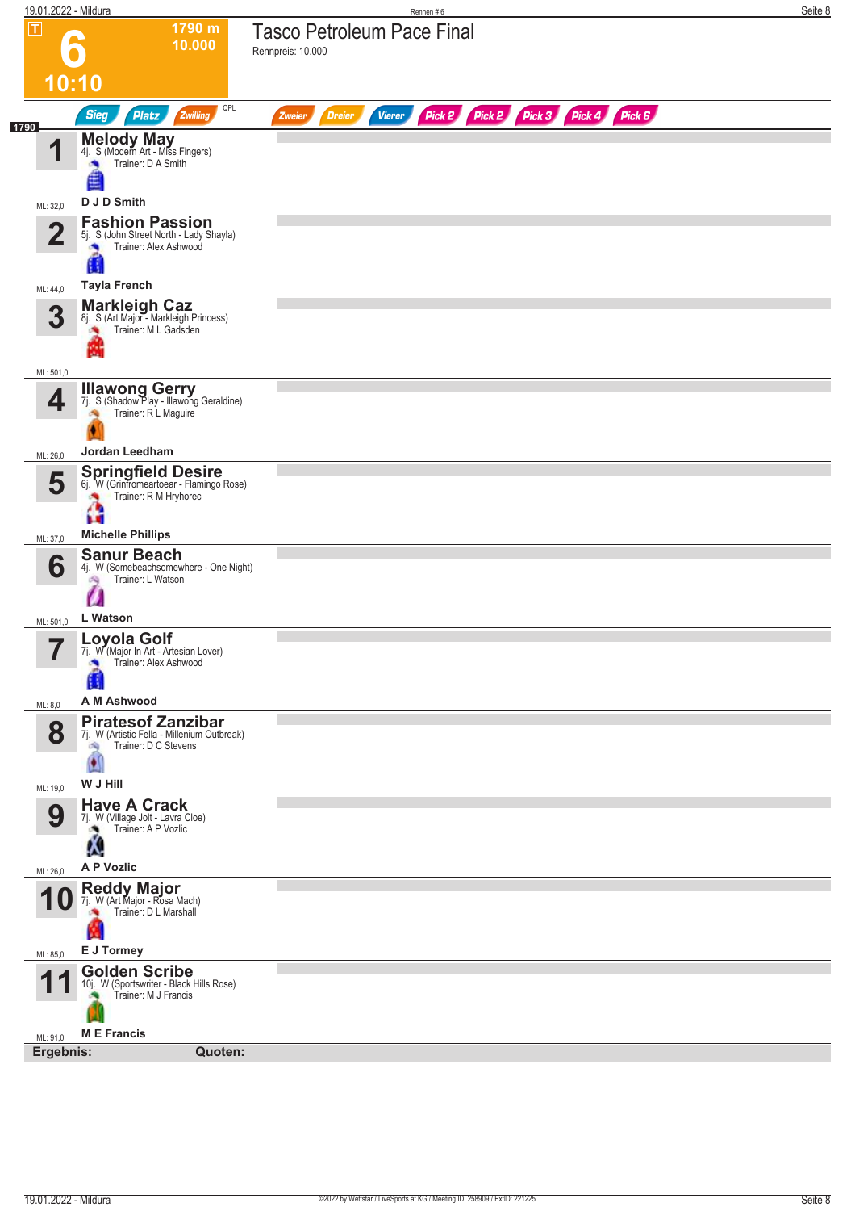# 6 — Tasco Petroleum Pace Final

**T** 1790 m — 10.000 — 10:10

Rennpreis: 10.000

Sieg | Platz | Zwilling | QPL | Zweier | Dreier | Vierer | Pick 2 | Pick 2 | Pick 3 | Pick 4 | Pick 6

**1790**

| Nr. | Pferd | Details | Trainer | Fahrer | ML |
|---|---|---|---|---|---|
| 1 | **Melody May** | 4j. S (Modern Art - Miss Fingers) | D A Smith | D J D Smith | 32,0 |
| 2 | **Fashion Passion** | 5j. S (John Street North - Lady Shayla) | Alex Ashwood | Tayla French | 44,0 |
| 3 | **Markleigh Caz** | 8j. S (Art Major - Markleigh Princess) | M L Gadsden | | 501,0 |
| 4 | **Illawong Gerry** | 7j. S (Shadow Play - Illawong Geraldine) | R L Maguire | Jordan Leedham | 26,0 |
| 5 | **Springfield Desire** | 6j. W (Grinfromeartoear - Flamingo Rose) | R M Hryhorec | Michelle Phillips | 37,0 |
| 6 | **Sanur Beach** | 4j. W (Somebeachsomewhere - One Night) | L Watson | L Watson | 501,0 |
| 7 | **Loyola Golf** | 7j. W (Major In Art - Artesian Lover) | Alex Ashwood | A M Ashwood | 8,0 |
| 8 | **Piratesof Zanzibar** | 7j. W (Artistic Fella - Millenium Outbreak) | D C Stevens | W J Hill | 19,0 |
| 9 | **Have A Crack** | 7j. W (Village Jolt - Lavra Cloe) | A P Vozlic | A P Vozlic | 26,0 |
| 10 | **Reddy Major** | 7j. W (Art Major - Rosa Mach) | D L Marshall | E J Tormey | 85,0 |
| 11 | **Golden Scribe** | 10j. W (Sportswriter - Black Hills Rose) | M J Francis | M E Francis | 91,0 |

**Ergebnis:** **Quoten:**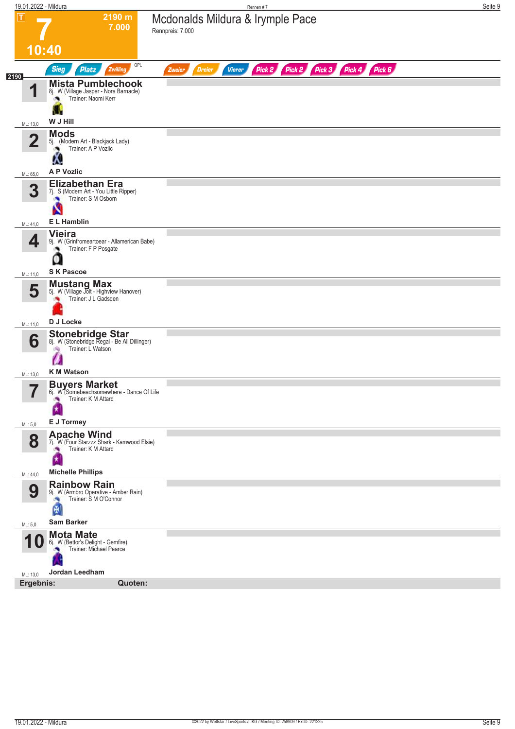# 7

**2190 m**
**7.000**

**10:40**

## Mcdonalds Mildura & Irymple Pace

Rennpreis: 7.000

Sieg | Platz | Zwilling | QPL | Zweier | Dreier | Vierer | Pick 2 | Pick 2 | Pick 3 | Pick 4 | Pick 6

2190

| Nr. | Pferd | ML |
|---|---|---|
| 1 | **Mista Pumblechook**<br>8j. W (Village Jasper - Nora Barnacle)<br>Trainer: Naomi Kerr<br>**W J Hill** | ML: 13,0 |
| 2 | **Mods**<br>5j. (Modern Art - Blackjack Lady)<br>Trainer: A P Vozlic<br>**A P Vozlic** | ML: 65,0 |
| 3 | **Elizabethan Era**<br>7j. S (Modern Art - You Little Ripper)<br>Trainer: S M Osborn<br>**E L Hamblin** | ML: 41,0 |
| 4 | **Vieira**<br>9j. W (Grinfromeartoear - Allamerican Babe)<br>Trainer: F P Posgate<br>**S K Pascoe** | ML: 11,0 |
| 5 | **Mustang Max**<br>5j. W (Village Jolt - Highview Hanover)<br>Trainer: J L Gadsden<br>**D J Locke** | ML: 11,0 |
| 6 | **Stonebridge Star**<br>8j. W (Stonebridge Regal - Be All Dillinger)<br>Trainer: L Watson<br>**K M Watson** | ML: 13,0 |
| 7 | **Buyers Market**<br>6j. W (Somebeachsomewhere - Dance Of Life<br>Trainer: K M Attard<br>**E J Tormey** | ML: 5,0 |
| 8 | **Apache Wind**<br>7j. W (Four Starzzz Shark - Kamwood Elsie)<br>Trainer: K M Attard<br>**Michelle Phillips** | ML: 44,0 |
| 9 | **Rainbow Rain**<br>9j. W (Armbro Operative - Amber Rain)<br>Trainer: S M O'Connor<br>**Sam Barker** | ML: 5,0 |
| 10 | **Mota Mate**<br>6j. W (Bettor's Delight - Gemfire)<br>Trainer: Michael Pearce<br>**Jordan Leedham** | ML: 13,0 |

**Ergebnis:** **Quoten:**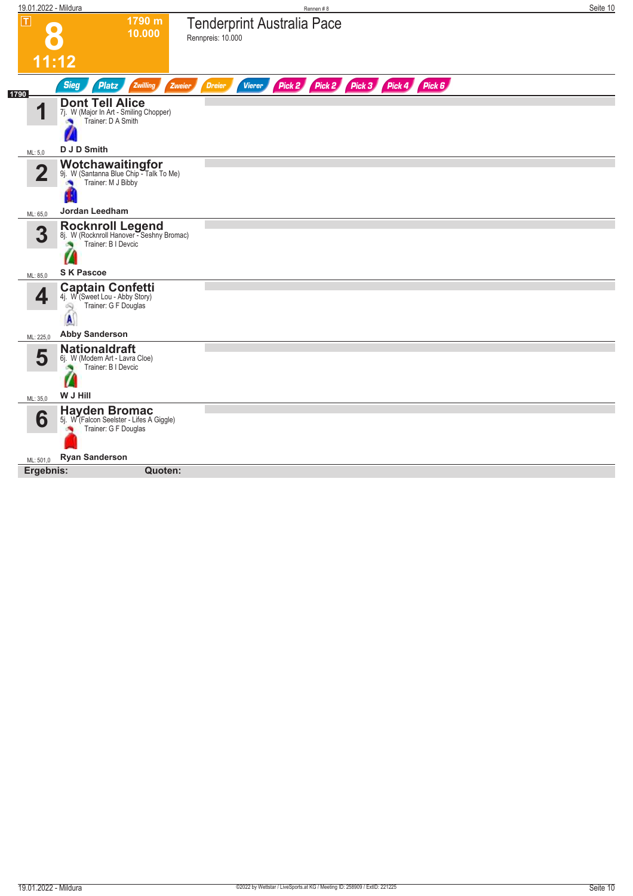# 8

**1790 m**
**10.000**

**11:12**

## Tenderprint Australia Pace

Rennpreis: 10.000

Sieg | Platz | Zwilling | Zweier | Dreier | Vierer | Pick 2 | Pick 2 | Pick 3 | Pick 4 | Pick 6

1790

| Nr. | Pferd | Details | Trainer | Fahrer | ML |
|---|---|---|---|---|---|
| 1 | **Dont Tell Alice** | 7j. W (Major In Art - Smiling Chopper) | D A Smith | D J D Smith | 5,0 |
| 2 | **Wotchawaitingfor** | 9j. W (Santanna Blue Chip - Talk To Me) | M J Bibby | Jordan Leedham | 65,0 |
| 3 | **Rocknroll Legend** | 8j. W (Rocknroll Hanover - Seshny Bromac) | B I Devcic | S K Pascoe | 85,0 |
| 4 | **Captain Confetti** | 4j. W (Sweet Lou - Abby Story) | G F Douglas | Abby Sanderson | 225,0 |
| 5 | **Nationaldraft** | 6j. W (Modern Art - Lavra Cloe) | B I Devcic | W J Hill | 35,0 |
| 6 | **Hayden Bromac** | 5j. W (Falcon Seelster - Lifes A Giggle) | G F Douglas | Ryan Sanderson | 501,0 |

**Ergebnis:** **Quoten:**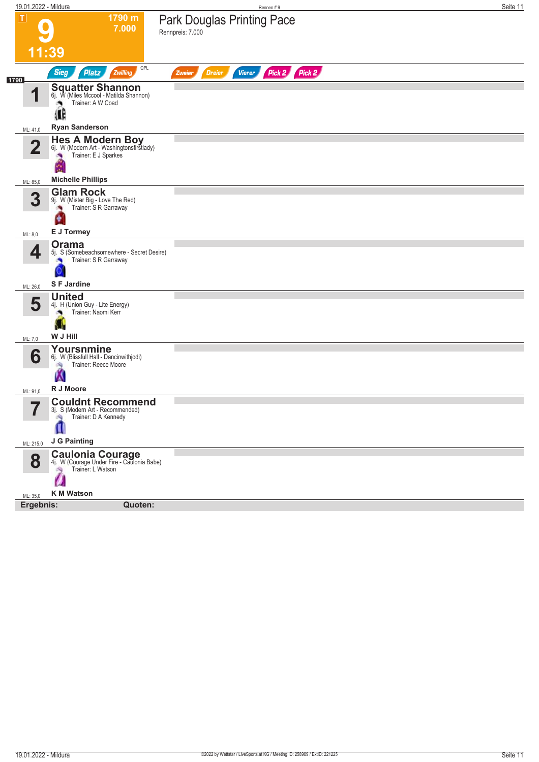# 9

1790 m
7.000

11:39

## Park Douglas Printing Pace

Rennpreis: 7.000

Sieg | Platz | Zwilling | QPL | Zweier | Dreier | Vierer | Pick 2 | Pick 2

1790

| Nr. | Pferd | Details | Fahrer | ML |
|---|---|---|---|---|
| 1 | **Squatter Shannon** | 6j. W (Miles Mccool - Matilda Shannon) Trainer: A W Coad | **Ryan Sanderson** | ML: 41,0 |
| 2 | **Hes A Modern Boy** | 6j. W (Modern Art - Washingtonsfirstlady) Trainer: E J Sparkes | **Michelle Phillips** | ML: 85,0 |
| 3 | **Glam Rock** | 9j. W (Mister Big - Love The Red) Trainer: S R Garraway | **E J Tormey** | ML: 8,0 |
| 4 | **Orama** | 5j. S (Somebeachsomewhere - Secret Desire) Trainer: S R Garraway | **S F Jardine** | ML: 26,0 |
| 5 | **United** | 4j. H (Union Guy - Lite Energy) Trainer: Naomi Kerr | **W J Hill** | ML: 7,0 |
| 6 | **Yoursnmine** | 6j. W (Blissfull Hall - Dancinwithjodi) Trainer: Reece Moore | **R J Moore** | ML: 91,0 |
| 7 | **Couldnt Recommend** | 3j. S (Modern Art - Recommended) Trainer: D A Kennedy | **J G Painting** | ML: 215,0 |
| 8 | **Caulonia Courage** | 4j. W (Courage Under Fire - Caulonia Babe) Trainer: L Watson | **K M Watson** | ML: 35,0 |

**Ergebnis:** **Quoten:**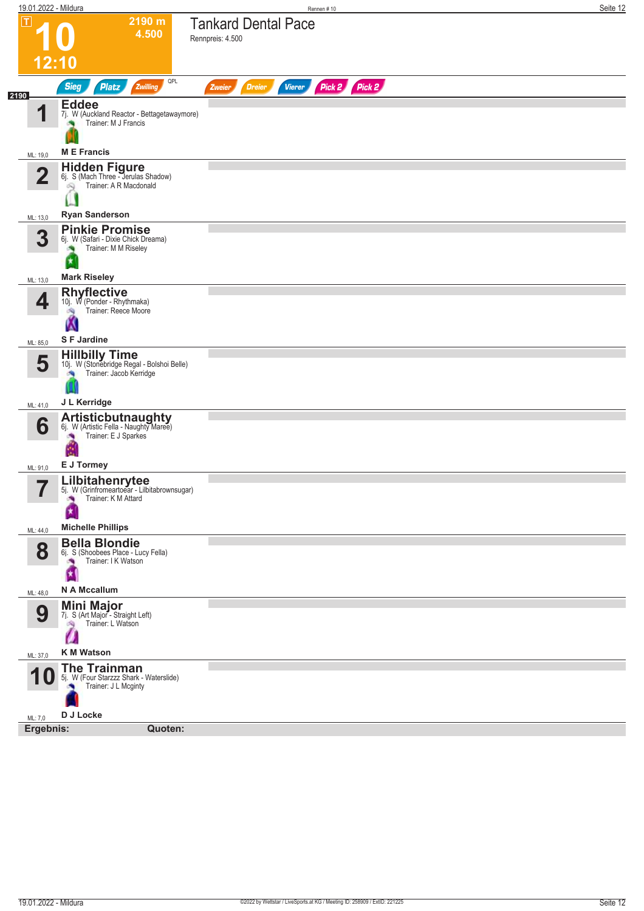# 10

**12:10**

2190 m
4.500

## Tankard Dental Pace

Rennpreis: 4.500

Sieg | Platz | Zwilling | QPL | Zweier | Dreier | Vierer | Pick 2 | Pick 2

2190

| Nr. | Pferd | ML |
|---|---|---|
| 1 | **Eddee**<br>7j. W (Auckland Reactor - Bettagetawaymore)<br>Trainer: M J Francis<br>**M E Francis** | ML: 19,0 |
| 2 | **Hidden Figure**<br>6j. S (Mach Three - Jerulas Shadow)<br>Trainer: A R Macdonald<br>**Ryan Sanderson** | ML: 13,0 |
| 3 | **Pinkie Promise**<br>6j. W (Safari - Dixie Chick Dreama)<br>Trainer: M M Riseley<br>**Mark Riseley** | ML: 13,0 |
| 4 | **Rhyflective**<br>10j. W (Ponder - Rhythmaka)<br>Trainer: Reece Moore<br>**S F Jardine** | ML: 85,0 |
| 5 | **Hillbilly Time**<br>10j. W (Stonebridge Regal - Bolshoi Belle)<br>Trainer: Jacob Kerridge<br>**J L Kerridge** | ML: 41,0 |
| 6 | **Artisticbutnaughty**<br>6j. W (Artistic Fella - Naughty Maree)<br>Trainer: E J Sparkes<br>**E J Tormey** | ML: 91,0 |
| 7 | **Lilbitahenrytee**<br>5j. W (Grinfromeartoear - Lilbitabrownsugar)<br>Trainer: K M Attard<br>**Michelle Phillips** | ML: 44,0 |
| 8 | **Bella Blondie**<br>6j. S (Shoobees Place - Lucy Fella)<br>Trainer: I K Watson<br>**N A Mccallum** | ML: 48,0 |
| 9 | **Mini Major**<br>7j. S (Art Major - Straight Left)<br>Trainer: L Watson<br>**K M Watson** | ML: 37,0 |
| 10 | **The Trainman**<br>5j. W (Four Starzzz Shark - Waterslide)<br>Trainer: J L Mcginty<br>**D J Locke** | ML: 7,0 |

**Ergebnis:** **Quoten:**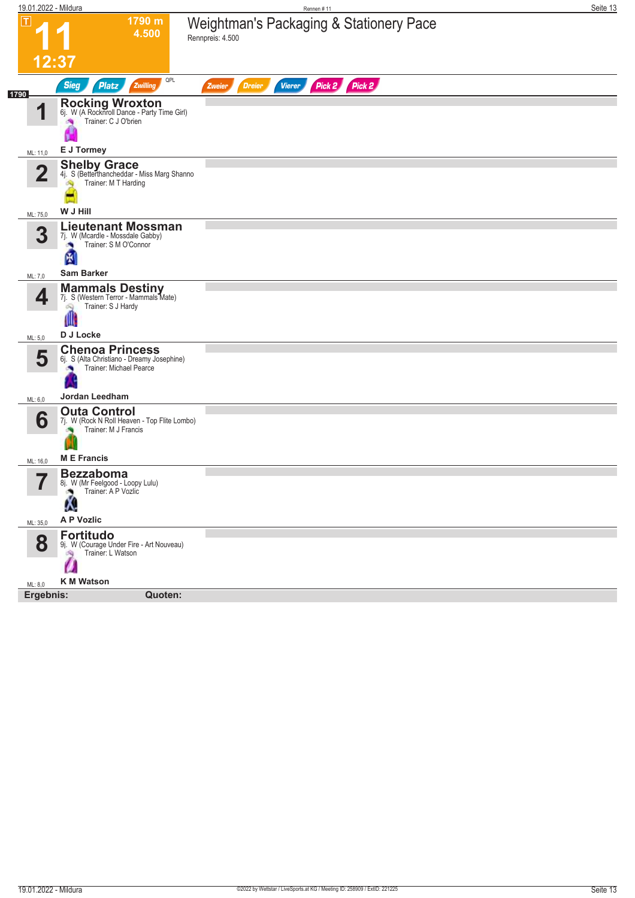# 11

**1790 m**
**4.500**

**12:37**

## Weightman's Packaging & Stationery Pace

Rennpreis: 4.500

Sieg | Platz | Zwilling | QPL | Zweier | Dreier | Vierer | Pick 2 | Pick 2

**1790**

| Nr. | Pferd | Jockey | ML |
|---|---|---|---|
| 1 | **Rocking Wroxton**<br>6j. W (A Rocknroll Dance - Party Time Girl)<br>Trainer: C J O'brien | E J Tormey | ML: 11,0 |
| 2 | **Shelby Grace**<br>4j. S (Betterthancheddar - Miss Marg Shanno<br>Trainer: M T Harding | W J Hill | ML: 75,0 |
| 3 | **Lieutenant Mossman**<br>7j. W (Mcardle - Mossdale Gabby)<br>Trainer: S M O'Connor | Sam Barker | ML: 7,0 |
| 4 | **Mammals Destiny**<br>7j. S (Western Terror - Mammals Mate)<br>Trainer: S J Hardy | D J Locke | ML: 5,0 |
| 5 | **Chenoa Princess**<br>6j. S (Alta Christiano - Dreamy Josephine)<br>Trainer: Michael Pearce | Jordan Leedham | ML: 6,0 |
| 6 | **Outa Control**<br>7j. W (Rock N Roll Heaven - Top Flite Lombo)<br>Trainer: M J Francis | M E Francis | ML: 16,0 |
| 7 | **Bezzaboma**<br>8j. W (Mr Feelgood - Loopy Lulu)<br>Trainer: A P Vozlic | A P Vozlic | ML: 35,0 |
| 8 | **Fortitudo**<br>9j. W (Courage Under Fire - Art Nouveau)<br>Trainer: L Watson | K M Watson | ML: 8,0 |

**Ergebnis:** **Quoten:**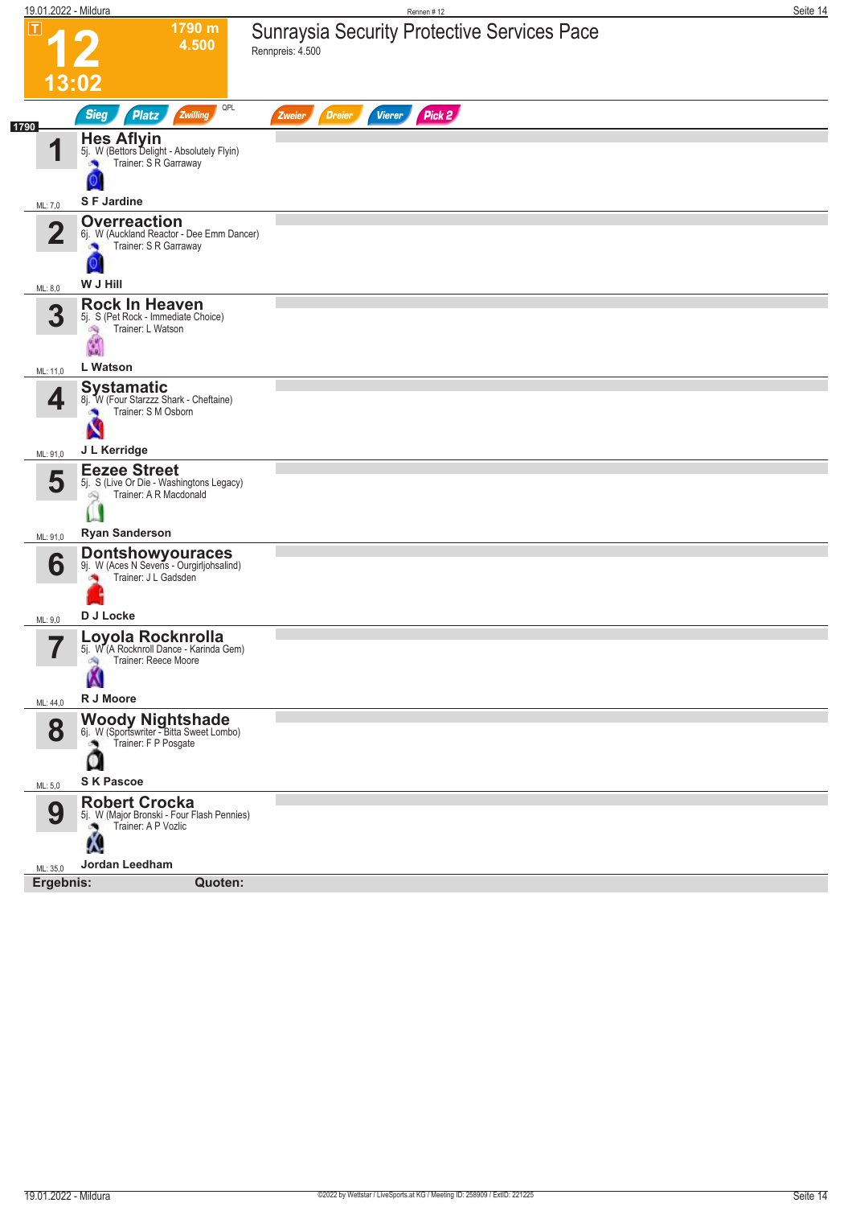T

# 12

1790 m
4.500

13:02

## Sunraysia Security Protective Services Pace

Rennpreis: 4.500

Sieg | Platz | Zwilling | QPL | Zweier | Dreier | Vierer | Pick 2

1790

| Nr. | Pferd | ML |
|---|---|---|
| 1 | **Hes Aflyin** 5j. W (Bettors Delight - Absolutely Flyin) Trainer: S R Garraway — **S F Jardine** | ML: 7,0 |
| 2 | **Overreaction** 6j. W (Auckland Reactor - Dee Emm Dancer) Trainer: S R Garraway — **W J Hill** | ML: 8,0 |
| 3 | **Rock In Heaven** 5j. S (Pet Rock - Immediate Choice) Trainer: L Watson — **L Watson** | ML: 11,0 |
| 4 | **Systamatic** 8j. W (Four Starzzz Shark - Cheftaine) Trainer: S M Osborn — **J L Kerridge** | ML: 91,0 |
| 5 | **Eezee Street** 5j. S (Live Or Die - Washingtons Legacy) Trainer: A R Macdonald — **Ryan Sanderson** | ML: 91,0 |
| 6 | **Dontshowyouraces** 9j. W (Aces N Sevens - Ourgirljohsalind) Trainer: J L Gadsden — **D J Locke** | ML: 9,0 |
| 7 | **Loyola Rocknrolla** 5j. W (A Rocknroll Dance - Karinda Gem) Trainer: Reece Moore — **R J Moore** | ML: 44,0 |
| 8 | **Woody Nightshade** 6j. W (Sportswriter - Bitta Sweet Lombo) Trainer: F P Posgate — **S K Pascoe** | ML: 5,0 |
| 9 | **Robert Crocka** 5j. W (Major Bronski - Four Flash Pennies) Trainer: A P Vozlic — **Jordan Leedham** | ML: 35,0 |

**Ergebnis:** **Quoten:**